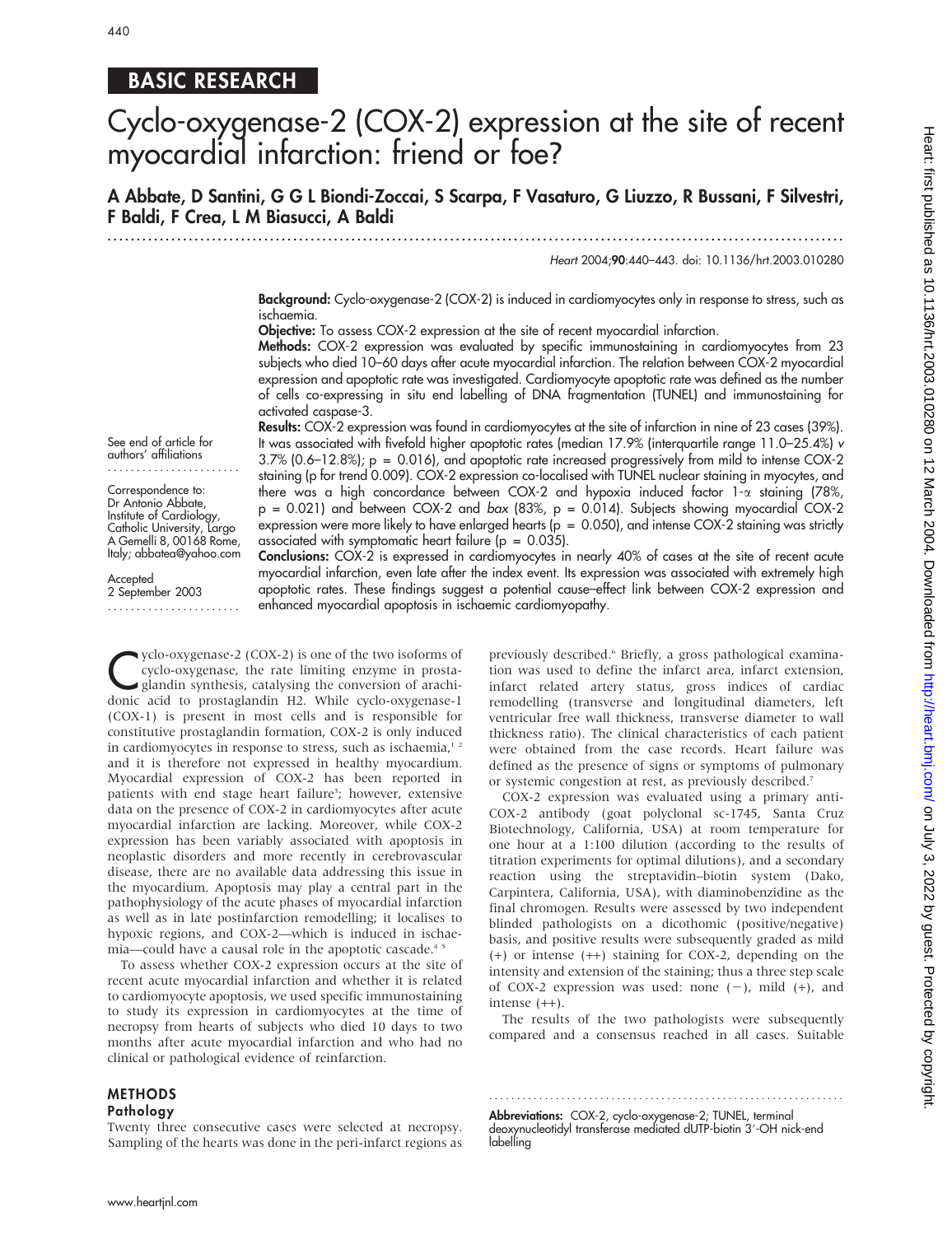BASIC RESEARCH

# Cyclo-oxygenase-2 (COX-2) expression at the site of recent myocardial infarction: friend or foe?

**A Abbate, D Santini, G G L Biondi-Zoccai, S Scarpa, F Vasaturo, G Liuzzo, R Bussani, F Silvestri, F Baldi, F Crea, L M Biasucci, A Baldi**

*Heart* 2004;**90**:440–443. doi: 10.1136/hrt.2003.010280

See end of article for authors' affiliations

Correspondence to: Dr Antonio Abbate, Institute of Cardiology, Catholic University, Largo A Gemelli 8, 00168 Rome, Italy; abbatea@yahoo.com

Accepted 2 September 2003

**Background:** Cyclo-oxygenase-2 (COX-2) is induced in cardiomyocytes only in response to stress, such as ischaemia.

**Objective:** To assess COX-2 expression at the site of recent myocardial infarction.

**Methods:** COX-2 expression was evaluated by specific immunostaining in cardiomyocytes from 23 subjects who died 10–60 days after acute myocardial infarction. The relation between COX-2 myocardial expression and apoptotic rate was investigated. Cardiomyocyte apoptotic rate was defined as the number of cells co-expressing in situ end labelling of DNA fragmentation (TUNEL) and immunostaining for activated caspase-3.

**Results:** COX-2 expression was found in cardiomyocytes at the site of infarction in nine of 23 cases (39%). It was associated with fivefold higher apoptotic rates (median 17.9% (interquartile range 11.0–25.4%) *v* 3.7% (0.6–12.8%); p = 0.016), and apoptotic rate increased progressively from mild to intense COX-2 staining (p for trend 0.009). COX-2 expression co-localised with TUNEL nuclear staining in myocytes, and there was a high concordance between COX-2 and hypoxia induced factor 1-α staining (78%, p = 0.021) and between COX-2 and *bax* (83%, p = 0.014). Subjects showing myocardial COX-2 expression were more likely to have enlarged hearts (p = 0.050), and intense COX-2 staining was strictly associated with symptomatic heart failure (p = 0.035).

**Conclusions:** COX-2 is expressed in cardiomyocytes in nearly 40% of cases at the site of recent acute myocardial infarction, even late after the index event. Its expression was associated with extremely high apoptotic rates. These findings suggest a potential cause–effect link between COX-2 expression and enhanced myocardial apoptosis in ischaemic cardiomyopathy.

Cyclo-oxygenase-2 (COX-2) is one of the two isoforms of cyclo-oxygenase, the rate limiting enzyme in prostaglandin synthesis, catalysing the conversion of arachidonic acid to prostaglandin H2. While cyclo-oxygenase-1 (COX-1) is present in most cells and is responsible for constitutive prostaglandin formation, COX-2 is only induced in cardiomyocytes in response to stress, such as ischaemia,[1 2] and it is therefore not expressed in healthy myocardium. Myocardial expression of COX-2 has been reported in patients with end stage heart failure[3]; however, extensive data on the presence of COX-2 in cardiomyocytes after acute myocardial infarction are lacking. Moreover, while COX-2 expression has been variably associated with apoptosis in neoplastic disorders and more recently in cerebrovascular disease, there are no available data addressing this issue in the myocardium. Apoptosis may play a central part in the pathophysiology of the acute phases of myocardial infarction as well as in late postinfarction remodelling; it localises to hypoxic regions, and COX-2—which is induced in ischaemia—could have a causal role in the apoptotic cascade.[4 5]

To assess whether COX-2 expression occurs at the site of recent acute myocardial infarction and whether it is related to cardiomyocyte apoptosis, we used specific immunostaining to study its expression in cardiomyocytes at the time of necropsy from hearts of subjects who died 10 days to two months after acute myocardial infarction and who had no clinical or pathological evidence of reinfarction.

## METHODS

### Pathology

Twenty three consecutive cases were selected at necropsy. Sampling of the hearts was done in the peri-infarct regions as previously described.[6] Briefly, a gross pathological examination was used to define the infarct area, infarct extension, infarct related artery status, gross indices of cardiac remodelling (transverse and longitudinal diameters, left ventricular free wall thickness, transverse diameter to wall thickness ratio). The clinical characteristics of each patient were obtained from the case records. Heart failure was defined as the presence of signs or symptoms of pulmonary or systemic congestion at rest, as previously described.[7]

COX-2 expression was evaluated using a primary anti-COX-2 antibody (goat polyclonal sc-1745, Santa Cruz Biotechnology, California, USA) at room temperature for one hour at a 1:100 dilution (according to the results of titration experiments for optimal dilutions), and a secondary reaction using the streptavidin–biotin system (Dako, Carpintera, California, USA), with diaminobenzidine as the final chromogen. Results were assessed by two independent blinded pathologists on a dicothomic (positive/negative) basis, and positive results were subsequently graded as mild (+) or intense (++) staining for COX-2, depending on the intensity and extension of the staining; thus a three step scale of COX-2 expression was used: none (−), mild (+), and intense (++).

The results of the two pathologists were subsequently compared and a consensus reached in all cases. Suitable

**Abbreviations:** COX-2, cyclo-oxygenase-2; TUNEL, terminal deoxynucleotidyl transferase mediated dUTP-biotin 3′-OH nick-end labelling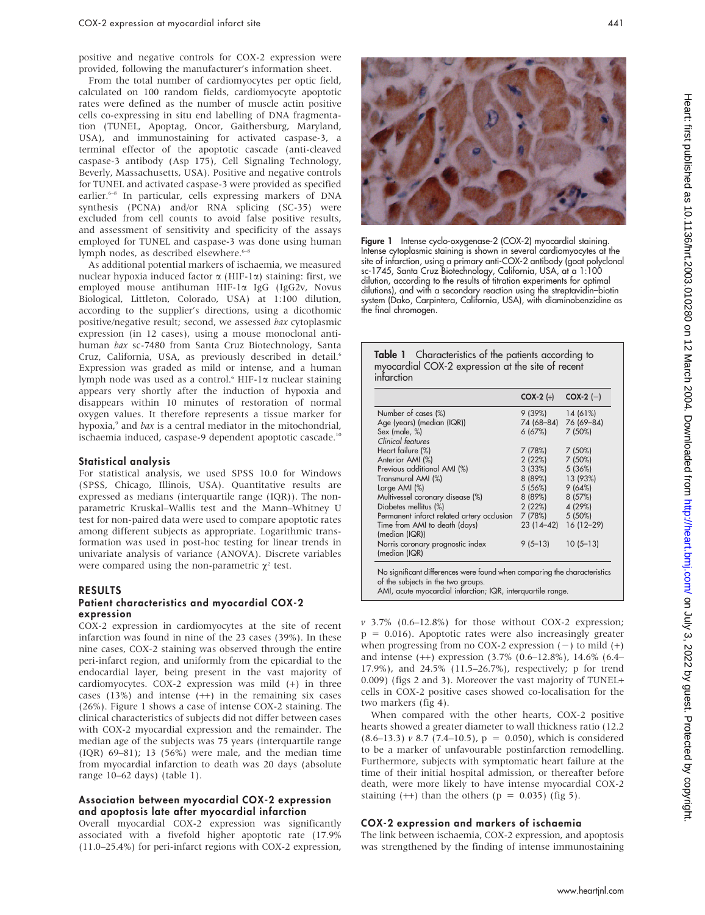positive and negative controls for COX-2 expression were provided, following the manufacturer's information sheet.

From the total number of cardiomyocytes per optic field, calculated on 100 random fields, cardiomyocyte apoptotic rates were defined as the number of muscle actin positive cells co-expressing in situ end labelling of DNA fragmentation (TUNEL, Apoptag, Oncor, Gaithersburg, Maryland, USA), and immunostaining for activated caspase-3, a terminal effector of the apoptotic cascade (anti-cleaved caspase-3 antibody (Asp 175), Cell Signaling Technology, Beverly, Massachusetts, USA). Positive and negative controls for TUNEL and activated caspase-3 were provided as specified earlier.[6–8] In particular, cells expressing markers of DNA synthesis (PCNA) and/or RNA splicing (SC-35) were excluded from cell counts to avoid false positive results, and assessment of sensitivity and specificity of the assays employed for TUNEL and caspase-3 was done using human lymph nodes, as described elsewhere.[6–8]

As additional potential markers of ischaemia, we measured nuclear hypoxia induced factor α (HIF-1α) staining: first, we employed mouse antihuman HIF-1α IgG (IgG2v, Novus Biological, Littleton, Colorado, USA) at 1:100 dilution, according to the supplier's directions, using a dicothomic positive/negative result; second, we assessed *bax* cytoplasmic expression (in 12 cases), using a mouse monoclonal anti-human *bax* sc-7480 from Santa Cruz Biotechnology, Santa Cruz, California, USA, as previously described in detail.[6] Expression was graded as mild or intense, and a human lymph node was used as a control.[6] HIF-1α nuclear staining appears very shortly after the induction of hypoxia and disappears within 10 minutes of restoration of normal oxygen values. It therefore represents a tissue marker for hypoxia,[9] and *bax* is a central mediator in the mitochondrial, ischaemia induced, caspase-9 dependent apoptotic cascade.[10]

### Statistical analysis

For statistical analysis, we used SPSS 10.0 for Windows (SPSS, Chicago, Illinois, USA). Quantitative results are expressed as medians (interquartile range (IQR)). The non-parametric Kruskal–Wallis test and the Mann–Whitney U test for non-paired data were used to compare apoptotic rates among different subjects as appropriate. Logarithmic transformation was used in post-hoc testing for linear trends in univariate analysis of variance (ANOVA). Discrete variables were compared using the non-parametric $\chi^2$ test.

## RESULTS

### Patient characteristics and myocardial COX-2 expression

COX-2 expression in cardiomyocytes at the site of recent infarction was found in nine of the 23 cases (39%). In these nine cases, COX-2 staining was observed through the entire peri-infarct region, and uniformly from the epicardial to the endocardial layer, being present in the vast majority of cardiomyocytes. COX-2 expression was mild (+) in three cases (13%) and intense (++) in the remaining six cases (26%). Figure 1 shows a case of intense COX-2 staining. The clinical characteristics of subjects did not differ between cases with COX-2 myocardial expression and the remainder. The median age of the subjects was 75 years (interquartile range (IQR) 69–81); 13 (56%) were male, and the median time from myocardial infarction to death was 20 days (absolute range 10–62 days) (table 1).

### Association between myocardial COX-2 expression and apoptosis late after myocardial infarction

Overall myocardial COX-2 expression was significantly associated with a fivefold higher apoptotic rate (17.9% (11.0–25.4%) for peri-infarct regions with COX-2 expression, *v* 3.7% (0.6–12.8%) for those without COX-2 expression; p = 0.016). Apoptotic rates were also increasingly greater when progressing from no COX-2 expression (−) to mild (+) and intense (++) expression (3.7% (0.6–12.8%), 14.6% (6.4–17.9%), and 24.5% (11.5–26.7%), respectively; p for trend 0.009) (figs 2 and 3). Moreover the vast majority of TUNEL+ cells in COX-2 positive cases showed co-localisation for the two markers (fig 4).

When compared with the other hearts, COX-2 positive hearts showed a greater diameter to wall thickness ratio (12.2 (8.6–13.3) *v* 8.7 (7.4–10.5), p = 0.050), which is considered to be a marker of unfavourable postinfarction remodelling. Furthermore, subjects with symptomatic heart failure at the time of their initial hospital admission, or thereafter before death, were more likely to have intense myocardial COX-2 staining (++) than the others (p = 0.035) (fig 5).

### COX-2 expression and markers of ischaemia

The link between ischaemia, COX-2 expression, and apoptosis was strengthened by the finding of intense immunostaining

**Figure 1** Intense cyclo-oxygenase-2 (COX-2) myocardial staining. Intense cytoplasmic staining is shown in several cardiomyocytes at the site of infarction, using a primary anti-COX-2 antibody (goat polyclonal sc-1745, Santa Cruz Biotechnology, California, USA, at a 1:100 dilution, according to the results of titration experiments for optimal dilutions), and with a secondary reaction using the streptavidin–biotin system (Dako, Carpintera, California, USA), with diaminobenzidine as the final chromogen.

**Table 1** Characteristics of the patients according to myocardial COX-2 expression at the site of recent infarction

| | COX-2 (+) | COX-2 (−) |
|---|---|---|
| Number of cases (%) | 9 (39%) | 14 (61%) |
| Age (years) (median (IQR)) | 74 (68–84) | 76 (69–84) |
| Sex (male, %) | 6 (67%) | 7 (50%) |
| *Clinical features* | | |
| Heart failure (%) | 7 (78%) | 7 (50%) |
| Anterior AMI (%) | 2 (22%) | 7 (50%) |
| Previous additional AMI (%) | 3 (33%) | 5 (36%) |
| Transmural AMI (%) | 8 (89%) | 13 (93%) |
| Large AMI (%) | 5 (56%) | 9 (64%) |
| Multivessel coronary disease (%) | 8 (89%) | 8 (57%) |
| Diabetes mellitus (%) | 2 (22%) | 4 (29%) |
| Permanent infarct related artery occlusion | 7 (78%) | 5 (50%) |
| Time from AMI to death (days) (median (IQR)) | 23 (14–42) | 16 (12–29) |
| Norris coronary prognostic index (median (IQR) | 9 (5–13) | 10 (5–13) |

No significant differences were found when comparing the characteristics of the subjects in the two groups.
AMI, acute myocardial infarction; IQR, interquartile range.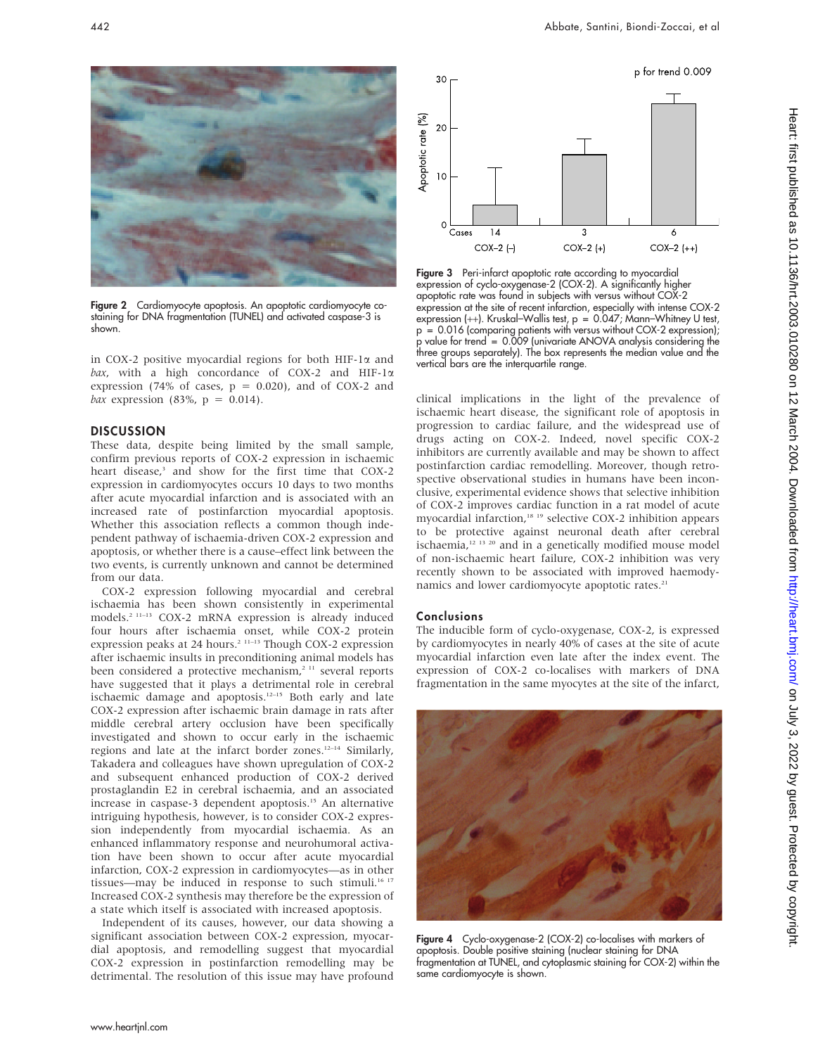Figure 2 Cardiomyocyte apoptosis. An apoptotic cardiomyocyte co-staining for DNA fragmentation (TUNEL) and activated caspase-3 is shown.

in COX-2 positive myocardial regions for both HIF-1α and *bax*, with a high concordance of COX-2 and HIF-1α expression (74% of cases, p = 0.020), and of COX-2 and *bax* expression (83%, p = 0.014).

## DISCUSSION

These data, despite being limited by the small sample, confirm previous reports of COX-2 expression in ischaemic heart disease,[3] and show for the first time that COX-2 expression in cardiomyocytes occurs 10 days to two months after acute myocardial infarction and is associated with an increased rate of postinfarction myocardial apoptosis. Whether this association reflects a common though independent pathway of ischaemia-driven COX-2 expression and apoptosis, or whether there is a cause–effect link between the two events, is currently unknown and cannot be determined from our data.

COX-2 expression following myocardial and cerebral ischaemia has been shown consistently in experimental models.[2, 11–13] COX-2 mRNA expression is already induced four hours after ischaemia onset, while COX-2 protein expression peaks at 24 hours.[2, 11–13] Though COX-2 expression after ischaemic insults in preconditioning animal models has been considered a protective mechanism,[2, 11] several reports have suggested that it plays a detrimental role in cerebral ischaemic damage and apoptosis.[12–15] Both early and late COX-2 expression after ischaemic brain damage in rats after middle cerebral artery occlusion have been specifically investigated and shown to occur early in the ischaemic regions and late at the infarct border zones.[12–14] Similarly, Takadera and colleagues have shown upregulation of COX-2 and subsequent enhanced production of COX-2 derived prostaglandin E2 in cerebral ischaemia, and an associated increase in caspase-3 dependent apoptosis.[15] An alternative intriguing hypothesis, however, is to consider COX-2 expression independently from myocardial ischaemia. As an enhanced inflammatory response and neurohumoral activation have been shown to occur after acute myocardial infarction, COX-2 expression in cardiomyocytes—as in other tissues—may be induced in response to such stimuli.[16, 17] Increased COX-2 synthesis may therefore be the expression of a state which itself is associated with increased apoptosis.

Independent of its causes, however, our data showing a significant association between COX-2 expression, myocardial apoptosis, and remodelling suggest that myocardial COX-2 expression in postinfarction remodelling may be detrimental. The resolution of this issue may have profound clinical implications in the light of the prevalence of ischaemic heart disease, the significant role of apoptosis in progression to cardiac failure, and the widespread use of drugs acting on COX-2. Indeed, novel specific COX-2 inhibitors are currently available and may be shown to affect postinfarction cardiac remodelling. Moreover, though retrospective observational studies in humans have been inconclusive, experimental evidence shows that selective inhibition of COX-2 improves cardiac function in a rat model of acute myocardial infarction,[18, 19] selective COX-2 inhibition appears to be protective against neuronal death after cerebral ischaemia,[12, 13, 20] and in a genetically modified mouse model of non-ischaemic heart failure, COX-2 inhibition was very recently shown to be associated with improved haemodynamics and lower cardiomyocyte apoptotic rates.[21]

Figure 3 Peri-infarct apoptotic rate according to myocardial expression of cyclo-oxygenase-2 (COX-2). A significantly higher apoptotic rate was found in subjects with versus without COX-2 expression at the site of recent infarction, especially with intense COX-2 expression (++). Kruskal–Wallis test, p = 0.047; Mann–Whitney U test, p = 0.016 (comparing patients with versus without COX-2 expression); p value for trend = 0.009 (univariate ANOVA analysis considering the three groups separately). The box represents the median value and the vertical bars are the interquartile range.

### Conclusions

The inducible form of cyclo-oxygenase, COX-2, is expressed by cardiomyocytes in nearly 40% of cases at the site of acute myocardial infarction even late after the index event. The expression of COX-2 co-localises with markers of DNA fragmentation in the same myocytes at the site of the infarct,

Figure 4 Cyclo-oxygenase-2 (COX-2) co-localises with markers of apoptosis. Double positive staining (nuclear staining for DNA fragmentation at TUNEL, and cytoplasmic staining for COX-2) within the same cardiomyocyte is shown.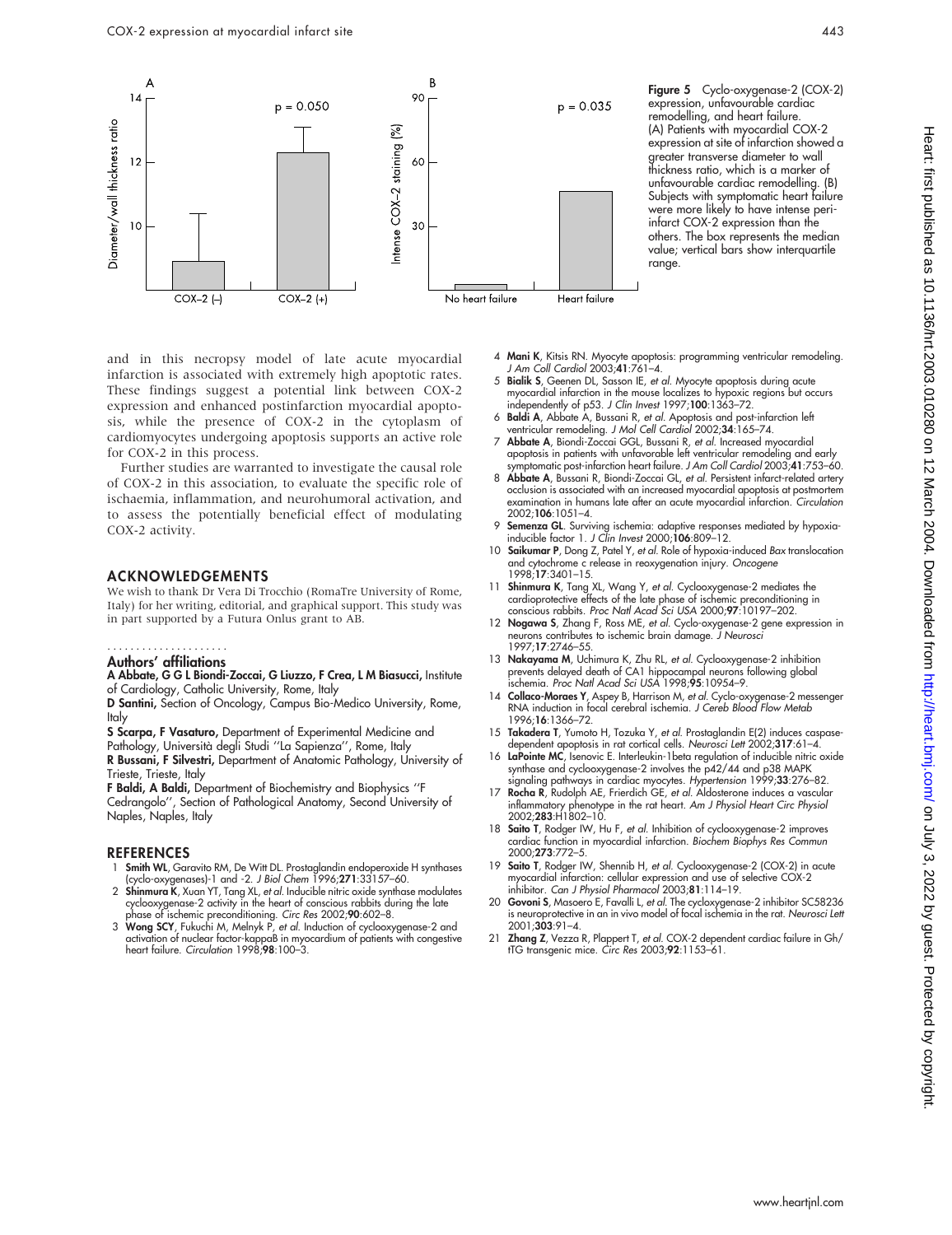A

14

12

10

Diameter/wall thickness ratio

p = 0.050

COX–2 (–)

COX–2 (+)

B

90

60

30

Intense COX–2 staining (%)

p = 0.035

No heart failure

Heart failure

**Figure 5** Cyclo-oxygenase-2 (COX-2) expression, unfavourable cardiac remodelling, and heart failure. (A) Patients with myocardial COX-2 expression at site of infarction showed a greater transverse diameter to wall thickness ratio, which is a marker of unfavourable cardiac remodelling. (B) Subjects with symptomatic heart failure were more likely to have intense peri-infarct COX-2 expression than the others. The box represents the median value; vertical bars show interquartile range.

and in this necropsy model of late acute myocardial infarction is associated with extremely high apoptotic rates. These findings suggest a potential link between COX-2 expression and enhanced postinfarction myocardial apoptosis, while the presence of COX-2 in the cytoplasm of cardiomyocytes undergoing apoptosis supports an active role for COX-2 in this process.

Further studies are warranted to investigate the causal role of COX-2 in this association, to evaluate the specific role of ischaemia, inflammation, and neurohumoral activation, and to assess the potentially beneficial effect of modulating COX-2 activity.

## ACKNOWLEDGEMENTS

We wish to thank Dr Vera Di Trocchio (RomaTre University of Rome, Italy) for her writing, editorial, and graphical support. This study was in part supported by a Futura Onlus grant to AB.

### Authors' affiliations

**A Abbate, G G L Biondi-Zoccai, G Liuzzo, F Crea, L M Biasucci,** Institute of Cardiology, Catholic University, Rome, Italy

**D Santini,** Section of Oncology, Campus Bio-Medico University, Rome, Italy

**S Scarpa, F Vasaturo,** Department of Experimental Medicine and Pathology, Università degli Studi ''La Sapienza'', Rome, Italy

**R Bussani, F Silvestri,** Department of Anatomic Pathology, University of Trieste, Trieste, Italy

**F Baldi, A Baldi,** Department of Biochemistry and Biophysics ''F Cedrangolo'', Section of Pathological Anatomy, Second University of Naples, Naples, Italy

## REFERENCES

1. **Smith WL**, Garavito RM, De Witt DL. Prostaglandin endoperoxide H synthases (cyclo-oxygenases)-1 and -2. *J Biol Chem* 1996;**271**:33157–60.
2. **Shinmura K**, Xuan YT, Tang XL, *et al.* Inducible nitric oxide synthase modulates cyclooxygenase-2 activity in the heart of conscious rabbits during the late phase of ischemic preconditioning. *Circ Res* 2002;**90**:602–8.
3. **Wong SCY**, Fukuchi M, Melnyk P, *et al.* Induction of cyclooxygenase-2 and activation of nuclear factor-kappaB in myocardium of patients with congestive heart failure. *Circulation* 1998;**98**:100–3.
4. **Mani K**, Kitsis RN. Myocyte apoptosis: programming ventricular remodeling. *J Am Coll Cardiol* 2003;**41**:761–4.
5. **Bialik S**, Geenen DL, Sasson IE, *et al.* Myocyte apoptosis during acute myocardial infarction in the mouse localizes to hypoxic regions but occurs independently of p53. *J Clin Invest* 1997;**100**:1363–72.
6. **Baldi A**, Abbate A, Bussani R, *et al.* Apoptosis and post-infarction left ventricular remodeling. *J Mol Cell Cardiol* 2002;**34**:165–74.
7. **Abbate A**, Biondi-Zoccai GGL, Bussani R, *et al.* Increased myocardial apoptosis in patients with unfavorable left ventricular remodeling and early symptomatic post-infarction heart failure. *J Am Coll Cardiol* 2003;**41**:753–60.
8. **Abbate A**, Bussani R, Biondi-Zoccai GL, *et al.* Persistent infarct-related artery occlusion is associated with an increased myocardial apoptosis at postmortem examination in humans late after an acute myocardial infarction. *Circulation* 2002;**106**:1051–4.
9. **Semenza GL**. Surviving ischemia: adaptive responses mediated by hypoxia-inducible factor 1. *J Clin Invest* 2000;**106**:809–12.
10. **Saikumar P**, Dong Z, Patel Y, *et al.* Role of hypoxia-induced *Bax* translocation and cytochrome c release in reoxygenation injury. *Oncogene* 1998;**17**:3401–15.
11. **Shinmura K**, Tang XL, Wang Y, *et al.* Cyclooxygenase-2 mediates the cardioprotective effects of the late phase of ischemic preconditioning in conscious rabbits. *Proc Natl Acad Sci USA* 2000;**97**:10197–202.
12. **Nogawa S**, Zhang F, Ross ME, *et al.* Cyclo-oxygenase-2 gene expression in neurons contributes to ischemic brain damage. *J Neurosci* 1997;**17**:2746–55.
13. **Nakayama M**, Uchimura K, Zhu RL, *et al.* Cyclooxygenase-2 inhibition prevents delayed death of CA1 hippocampal neurons following global ischemia. *Proc Natl Acad Sci USA* 1998;**95**:10954–9.
14. **Collaco-Moraes Y**, Aspey B, Harrison M, *et al.* Cyclo-oxygenase-2 messenger RNA induction in focal cerebral ischemia. *J Cereb Blood Flow Metab* 1996;**16**:1366–72.
15. **Takadera T**, Yumoto H, Tozuka Y, *et al.* Prostaglandin E(2) induces caspase-dependent apoptosis in rat cortical cells. *Neurosci Lett* 2002;**317**:61–4.
16. **LaPointe MC**, Isenovic E. Interleukin-1beta regulation of inducible nitric oxide synthase and cyclooxygenase-2 involves the p42/44 and p38 MAPK signaling pathways in cardiac myocytes. *Hypertension* 1999;**33**:276–82.
17. **Rocha R**, Rudolph AE, Frierdich GE, *et al.* Aldosterone induces a vascular inflammatory phenotype in the rat heart. *Am J Physiol Heart Circ Physiol* 2002;**283**:H1802–10.
18. **Saito T**, Rodger IW, Hu F, *et al.* Inhibition of cyclooxygenase-2 improves cardiac function in myocardial infarction. *Biochem Biophys Res Commun* 2000;**273**:772–5.
19. **Saito T**, Rodger IW, Shennib H, *et al.* Cyclooxygenase-2 (COX-2) in acute myocardial infarction: cellular expression and use of selective COX-2 inhibitor. *Can J Physiol Pharmacol* 2003;**81**:114–19.
20. **Govoni S**, Masoero E, Favalli L, *et al.* The cycloxygenase-2 inhibitor SC58236 is neuroprotective in an in vivo model of focal ischemia in the rat. *Neurosci Lett* 2001;**303**:91–4.
21. **Zhang Z**, Vezza R, Plappert T, *et al.* COX-2 dependent cardiac failure in Gh/tTG transgenic mice. *Circ Res* 2003;**92**:1153–61.